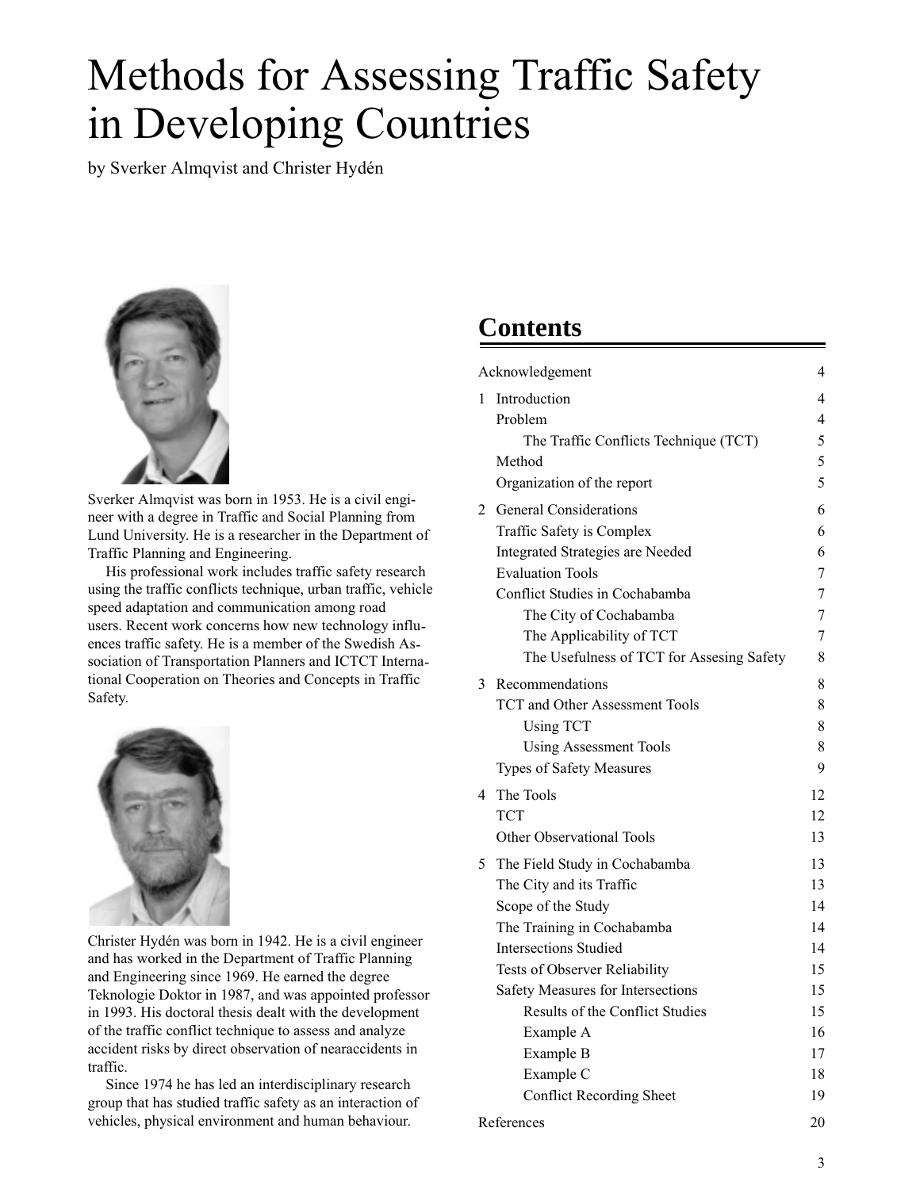# Methods for Assessing Traffic Safety in Developing Countries

by Sverker Almqvist and Christer Hydén

Sverker Almqvist was born in 1953. He is a civil engineer with a degree in Traffic and Social Planning from Lund University. He is a researcher in the Department of Traffic Planning and Engineering.

His professional work includes traffic safety research using the traffic conflicts technique, urban traffic, vehicle speed adaptation and communication among road users. Recent work concerns how new technology influences traffic safety. He is a member of the Swedish Association of Transportation Planners and ICTCT International Cooperation on Theories and Concepts in Traffic Safety.

Christer Hydén was born in 1942. He is a civil engineer and has worked in the Department of Traffic Planning and Engineering since 1969. He earned the degree Teknologie Doktor in 1987, and was appointed professor in 1993. His doctoral thesis dealt with the development of the traffic conflict technique to assess and analyze accident risks by direct observation of nearaccidents in traffic.

Since 1974 he has led an interdisciplinary research group that has studied traffic safety as an interaction of vehicles, physical environment and human behaviour.

## Contents

| | |
|---|---|
| Acknowledgement | 4 |
| 1 Introduction | 4 |
| Problem | 4 |
| The Traffic Conflicts Technique (TCT) | 5 |
| Method | 5 |
| Organization of the report | 5 |
| 2 General Considerations | 6 |
| Traffic Safety is Complex | 6 |
| Integrated Strategies are Needed | 6 |
| Evaluation Tools | 7 |
| Conflict Studies in Cochabamba | 7 |
| The City of Cochabamba | 7 |
| The Applicability of TCT | 7 |
| The Usefulness of TCT for Assesing Safety | 8 |
| 3 Recommendations | 8 |
| TCT and Other Assessment Tools | 8 |
| Using TCT | 8 |
| Using Assessment Tools | 8 |
| Types of Safety Measures | 9 |
| 4 The Tools | 12 |
| TCT | 12 |
| Other Observational Tools | 13 |
| 5 The Field Study in Cochabamba | 13 |
| The City and its Traffic | 13 |
| Scope of the Study | 14 |
| The Training in Cochabamba | 14 |
| Intersections Studied | 14 |
| Tests of Observer Reliability | 15 |
| Safety Measures for Intersections | 15 |
| Results of the Conflict Studies | 15 |
| Example A | 16 |
| Example B | 17 |
| Example C | 18 |
| Conflict Recording Sheet | 19 |
| References | 20 |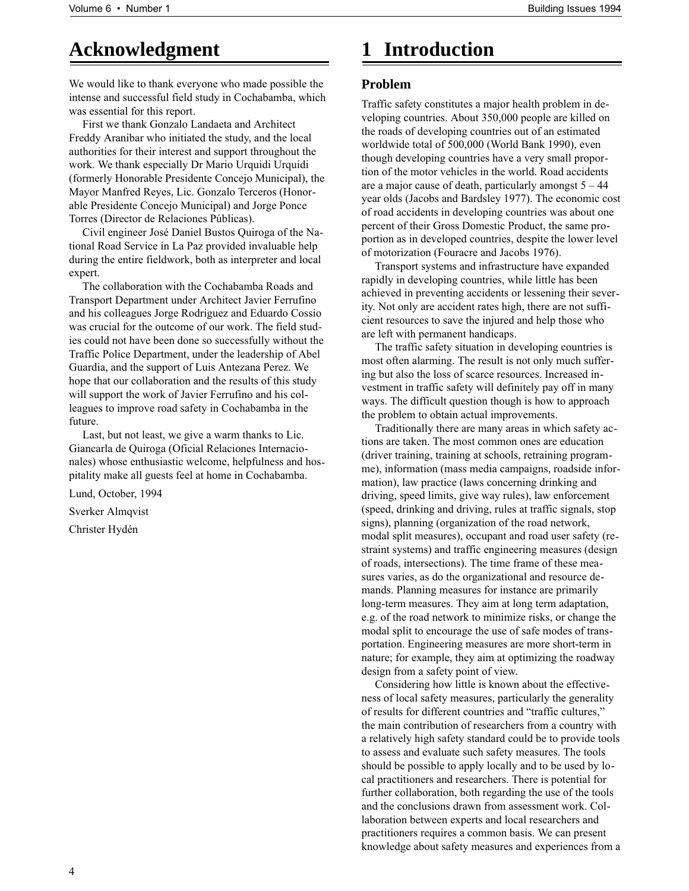# Acknowledgment

We would like to thank everyone who made possible the intense and successful field study in Cochabamba, which was essential for this report.

First we thank Gonzalo Landaeta and Architect Freddy Aranibar who initiated the study, and the local authorities for their interest and support throughout the work. We thank especially Dr Mario Urquidi Urquidi (formerly Honorable Presidente Concejo Municipal), the Mayor Manfred Reyes, Lic. Gonzalo Terceros (Honorable Presidente Concejo Municipal) and Jorge Ponce Torres (Director de Relaciones Públicas).

Civil engineer José Daniel Bustos Quiroga of the National Road Service in La Paz provided invaluable help during the entire fieldwork, both as interpreter and local expert.

The collaboration with the Cochabamba Roads and Transport Department under Architect Javier Ferrufino and his colleagues Jorge Rodriguez and Eduardo Cossio was crucial for the outcome of our work. The field studies could not have been done so successfully without the Traffic Police Department, under the leadership of Abel Guardia, and the support of Luis Antezana Perez. We hope that our collaboration and the results of this study will support the work of Javier Ferrufino and his colleagues to improve road safety in Cochabamba in the future.

Last, but not least, we give a warm thanks to Lic. Giancarla de Quiroga (Oficial Relaciones Internacionales) whose enthusiastic welcome, helpfulness and hospitality make all guests feel at home in Cochabamba.

Lund, October, 1994

Sverker Almqvist

Christer Hydén

# 1 Introduction

## Problem

Traffic safety constitutes a major health problem in developing countries. About 350,000 people are killed on the roads of developing countries out of an estimated worldwide total of 500,000 (World Bank 1990), even though developing countries have a very small proportion of the motor vehicles in the world. Road accidents are a major cause of death, particularly amongst 5 – 44 year olds (Jacobs and Bardsley 1977). The economic cost of road accidents in developing countries was about one percent of their Gross Domestic Product, the same proportion as in developed countries, despite the lower level of motorization (Fouracre and Jacobs 1976).

Transport systems and infrastructure have expanded rapidly in developing countries, while little has been achieved in preventing accidents or lessening their severity. Not only are accident rates high, there are not sufficient resources to save the injured and help those who are left with permanent handicaps.

The traffic safety situation in developing countries is most often alarming. The result is not only much suffering but also the loss of scarce resources. Increased investment in traffic safety will definitely pay off in many ways. The difficult question though is how to approach the problem to obtain actual improvements.

Traditionally there are many areas in which safety actions are taken. The most common ones are education (driver training, training at schools, retraining programme), information (mass media campaigns, roadside information), law practice (laws concerning drinking and driving, speed limits, give way rules), law enforcement (speed, drinking and driving, rules at traffic signals, stop signs), planning (organization of the road network, modal split measures), occupant and road user safety (restraint systems) and traffic engineering measures (design of roads, intersections). The time frame of these measures varies, as do the organizational and resource demands. Planning measures for instance are primarily long-term measures. They aim at long term adaptation, e.g. of the road network to minimize risks, or change the modal split to encourage the use of safe modes of transportation. Engineering measures are more short-term in nature; for example, they aim at optimizing the roadway design from a safety point of view.

Considering how little is known about the effectiveness of local safety measures, particularly the generality of results for different countries and "traffic cultures," the main contribution of researchers from a country with a relatively high safety standard could be to provide tools to assess and evaluate such safety measures. The tools should be possible to apply locally and to be used by local practitioners and researchers. There is potential for further collaboration, both regarding the use of the tools and the conclusions drawn from assessment work. Collaboration between experts and local researchers and practitioners requires a common basis. We can present knowledge about safety measures and experiences from a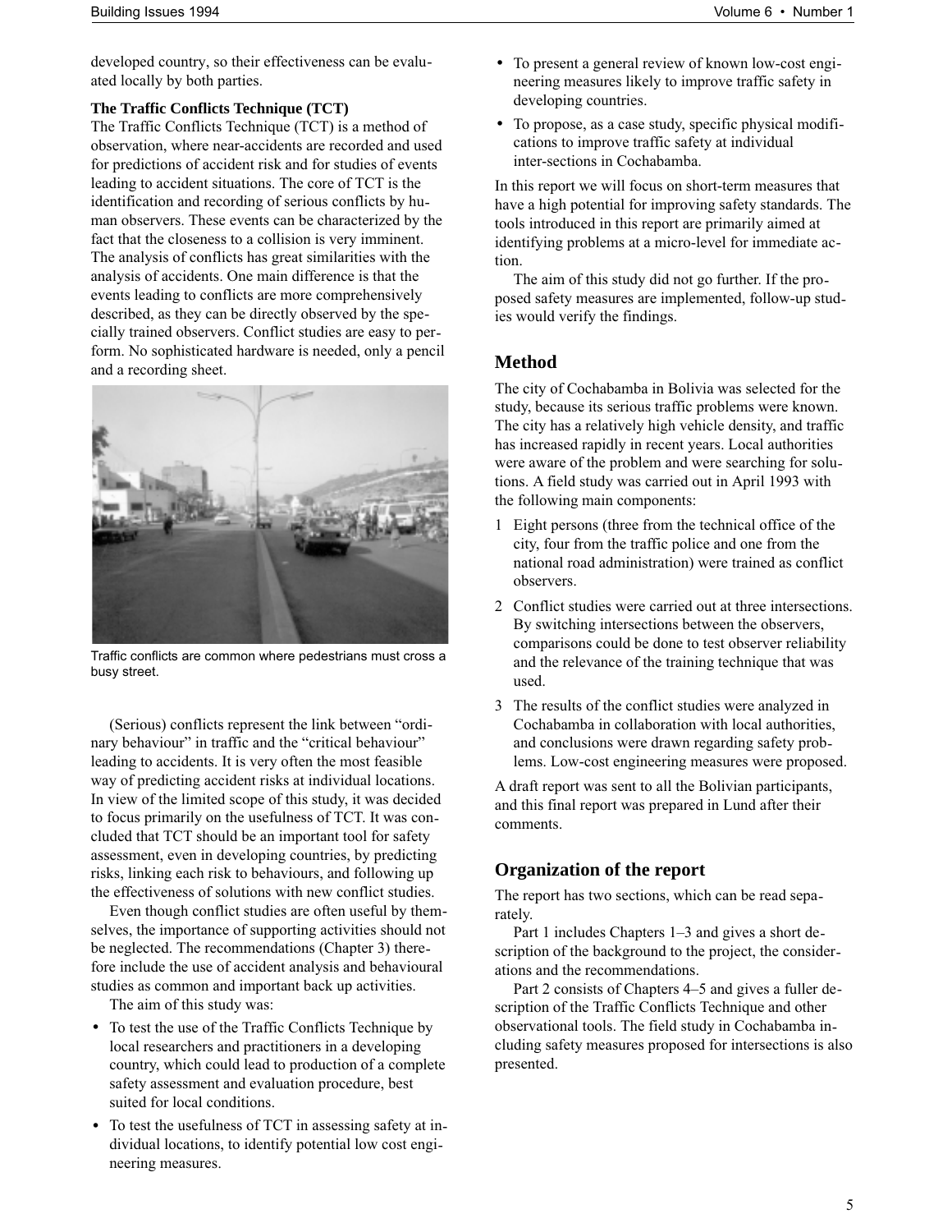developed country, so their effectiveness can be evaluated locally by both parties.

**The Traffic Conflicts Technique (TCT)**

The Traffic Conflicts Technique (TCT) is a method of observation, where near-accidents are recorded and used for predictions of accident risk and for studies of events leading to accident situations. The core of TCT is the identification and recording of serious conflicts by human observers. These events can be characterized by the fact that the closeness to a collision is very imminent. The analysis of conflicts has great similarities with the analysis of accidents. One main difference is that the events leading to conflicts are more comprehensively described, as they can be directly observed by the specially trained observers. Conflict studies are easy to perform. No sophisticated hardware is needed, only a pencil and a recording sheet.

Traffic conflicts are common where pedestrians must cross a busy street.

(Serious) conflicts represent the link between "ordinary behaviour" in traffic and the "critical behaviour" leading to accidents. It is very often the most feasible way of predicting accident risks at individual locations. In view of the limited scope of this study, it was decided to focus primarily on the usefulness of TCT. It was concluded that TCT should be an important tool for safety assessment, even in developing countries, by predicting risks, linking each risk to behaviours, and following up the effectiveness of solutions with new conflict studies.

Even though conflict studies are often useful by themselves, the importance of supporting activities should not be neglected. The recommendations (Chapter 3) therefore include the use of accident analysis and behavioural studies as common and important back up activities.

The aim of this study was:

- To test the use of the Traffic Conflicts Technique by local researchers and practitioners in a developing country, which could lead to production of a complete safety assessment and evaluation procedure, best suited for local conditions.
- To test the usefulness of TCT in assessing safety at individual locations, to identify potential low cost engineering measures.
- To present a general review of known low-cost engineering measures likely to improve traffic safety in developing countries.
- To propose, as a case study, specific physical modifications to improve traffic safety at individual inter-sections in Cochabamba.

In this report we will focus on short-term measures that have a high potential for improving safety standards. The tools introduced in this report are primarily aimed at identifying problems at a micro-level for immediate action.

The aim of this study did not go further. If the proposed safety measures are implemented, follow-up studies would verify the findings.

## Method

The city of Cochabamba in Bolivia was selected for the study, because its serious traffic problems were known. The city has a relatively high vehicle density, and traffic has increased rapidly in recent years. Local authorities were aware of the problem and were searching for solutions. A field study was carried out in April 1993 with the following main components:

1. Eight persons (three from the technical office of the city, four from the traffic police and one from the national road administration) were trained as conflict observers.
2. Conflict studies were carried out at three intersections. By switching intersections between the observers, comparisons could be done to test observer reliability and the relevance of the training technique that was used.
3. The results of the conflict studies were analyzed in Cochabamba in collaboration with local authorities, and conclusions were drawn regarding safety problems. Low-cost engineering measures were proposed.

A draft report was sent to all the Bolivian participants, and this final report was prepared in Lund after their comments.

## Organization of the report

The report has two sections, which can be read separately.

Part 1 includes Chapters 1–3 and gives a short description of the background to the project, the considerations and the recommendations.

Part 2 consists of Chapters 4–5 and gives a fuller description of the Traffic Conflicts Technique and other observational tools. The field study in Cochabamba including safety measures proposed for intersections is also presented.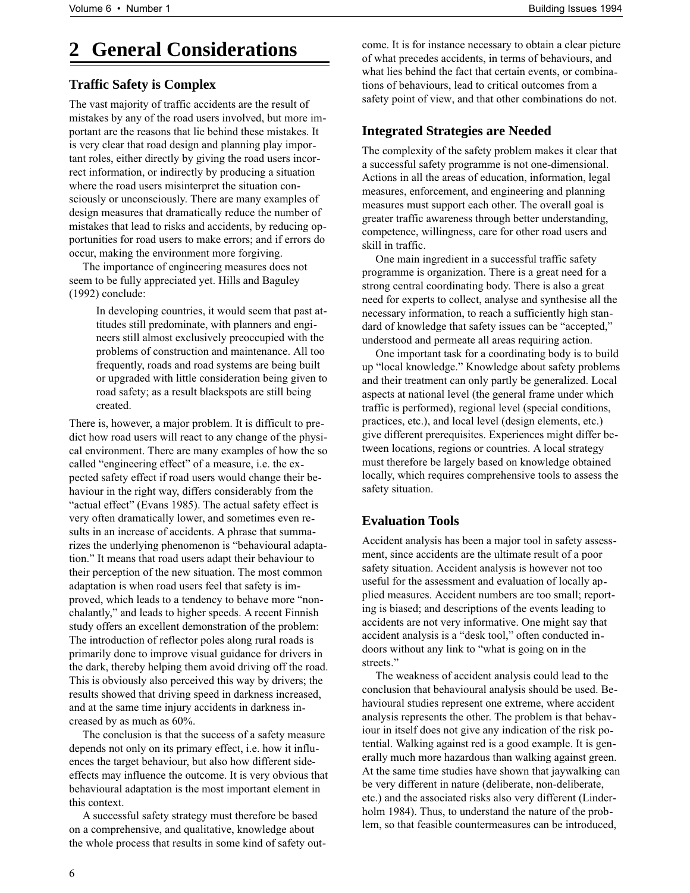# 2 General Considerations

## Traffic Safety is Complex

The vast majority of traffic accidents are the result of mistakes by any of the road users involved, but more important are the reasons that lie behind these mistakes. It is very clear that road design and planning play important roles, either directly by giving the road users incorrect information, or indirectly by producing a situation where the road users misinterpret the situation consciously or unconsciously. There are many examples of design measures that dramatically reduce the number of mistakes that lead to risks and accidents, by reducing opportunities for road users to make errors; and if errors do occur, making the environment more forgiving.

The importance of engineering measures does not seem to be fully appreciated yet. Hills and Baguley (1992) conclude:

> In developing countries, it would seem that past attitudes still predominate, with planners and engineers still almost exclusively preoccupied with the problems of construction and maintenance. All too frequently, roads and road systems are being built or upgraded with little consideration being given to road safety; as a result blackspots are still being created.

There is, however, a major problem. It is difficult to predict how road users will react to any change of the physical environment. There are many examples of how the so called "engineering effect" of a measure, i.e. the expected safety effect if road users would change their behaviour in the right way, differs considerably from the "actual effect" (Evans 1985). The actual safety effect is very often dramatically lower, and sometimes even results in an increase of accidents. A phrase that summarizes the underlying phenomenon is "behavioural adaptation." It means that road users adapt their behaviour to their perception of the new situation. The most common adaptation is when road users feel that safety is improved, which leads to a tendency to behave more "nonchalantly," and leads to higher speeds. A recent Finnish study offers an excellent demonstration of the problem: The introduction of reflector poles along rural roads is primarily done to improve visual guidance for drivers in the dark, thereby helping them avoid driving off the road. This is obviously also perceived this way by drivers; the results showed that driving speed in darkness increased, and at the same time injury accidents in darkness increased by as much as 60%.

The conclusion is that the success of a safety measure depends not only on its primary effect, i.e. how it influences the target behaviour, but also how different side-effects may influence the outcome. It is very obvious that behavioural adaptation is the most important element in this context.

A successful safety strategy must therefore be based on a comprehensive, and qualitative, knowledge about the whole process that results in some kind of safety outcome. It is for instance necessary to obtain a clear picture of what precedes accidents, in terms of behaviours, and what lies behind the fact that certain events, or combinations of behaviours, lead to critical outcomes from a safety point of view, and that other combinations do not.

## Integrated Strategies are Needed

The complexity of the safety problem makes it clear that a successful safety programme is not one-dimensional. Actions in all the areas of education, information, legal measures, enforcement, and engineering and planning measures must support each other. The overall goal is greater traffic awareness through better understanding, competence, willingness, care for other road users and skill in traffic.

One main ingredient in a successful traffic safety programme is organization. There is a great need for a strong central coordinating body. There is also a great need for experts to collect, analyse and synthesise all the necessary information, to reach a sufficiently high standard of knowledge that safety issues can be "accepted," understood and permeate all areas requiring action.

One important task for a coordinating body is to build up "local knowledge." Knowledge about safety problems and their treatment can only partly be generalized. Local aspects at national level (the general frame under which traffic is performed), regional level (special conditions, practices, etc.), and local level (design elements, etc.) give different prerequisites. Experiences might differ between locations, regions or countries. A local strategy must therefore be largely based on knowledge obtained locally, which requires comprehensive tools to assess the safety situation.

## Evaluation Tools

Accident analysis has been a major tool in safety assessment, since accidents are the ultimate result of a poor safety situation. Accident analysis is however not too useful for the assessment and evaluation of locally applied measures. Accident numbers are too small; reporting is biased; and descriptions of the events leading to accidents are not very informative. One might say that accident analysis is a "desk tool," often conducted indoors without any link to "what is going on in the streets."

The weakness of accident analysis could lead to the conclusion that behavioural analysis should be used. Behavioural studies represent one extreme, where accident analysis represents the other. The problem is that behaviour in itself does not give any indication of the risk potential. Walking against red is a good example. It is generally much more hazardous than walking against green. At the same time studies have shown that jaywalking can be very different in nature (deliberate, non-deliberate, etc.) and the associated risks also very different (Linderholm 1984). Thus, to understand the nature of the problem, so that feasible countermeasures can be introduced,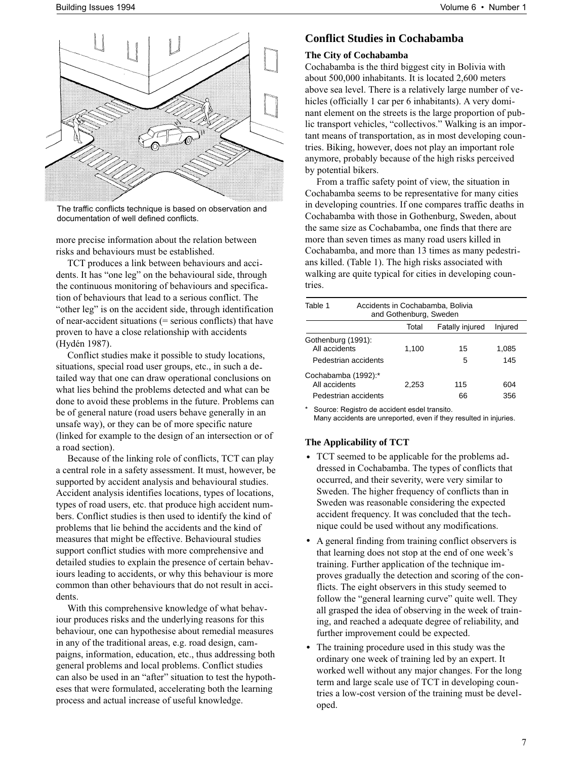The traffic conflicts technique is based on observation and documentation of well defined conflicts.

more precise information about the relation between risks and behaviours must be established.

TCT produces a link between behaviours and accidents. It has "one leg" on the behavioural side, through the continuous monitoring of behaviours and specification of behaviours that lead to a serious conflict. The "other leg" is on the accident side, through identification of near-accident situations (= serious conflicts) that have proven to have a close relationship with accidents (Hydén 1987).

Conflict studies make it possible to study locations, situations, special road user groups, etc., in such a detailed way that one can draw operational conclusions on what lies behind the problems detected and what can be done to avoid these problems in the future. Problems can be of general nature (road users behave generally in an unsafe way), or they can be of more specific nature (linked for example to the design of an intersection or of a road section).

Because of the linking role of conflicts, TCT can play a central role in a safety assessment. It must, however, be supported by accident analysis and behavioural studies. Accident analysis identifies locations, types of locations, types of road users, etc. that produce high accident numbers. Conflict studies is then used to identify the kind of problems that lie behind the accidents and the kind of measures that might be effective. Behavioural studies support conflict studies with more comprehensive and detailed studies to explain the presence of certain behaviours leading to accidents, or why this behaviour is more common than other behaviours that do not result in accidents.

With this comprehensive knowledge of what behaviour produces risks and the underlying reasons for this behaviour, one can hypothesise about remedial measures in any of the traditional areas, e.g. road design, campaigns, information, education, etc., thus addressing both general problems and local problems. Conflict studies can also be used in an "after" situation to test the hypotheses that were formulated, accelerating both the learning process and actual increase of useful knowledge.

## Conflict Studies in Cochabamba

### The City of Cochabamba

Cochabamba is the third biggest city in Bolivia with about 500,000 inhabitants. It is located 2,600 meters above sea level. There is a relatively large number of vehicles (officially 1 car per 6 inhabitants). A very dominant element on the streets is the large proportion of public transport vehicles, "collectivos." Walking is an important means of transportation, as in most developing countries. Biking, however, does not play an important role anymore, probably because of the high risks perceived by potential bikers.

From a traffic safety point of view, the situation in Cochabamba seems to be representative for many cities in developing countries. If one compares traffic deaths in Cochabamba with those in Gothenburg, Sweden, about the same size as Cochabamba, one finds that there are more than seven times as many road users killed in Cochabamba, and more than 13 times as many pedestrians killed. (Table 1). The high risks associated with walking are quite typical for cities in developing countries.

Table 1 Accidents in Cochabamba, Bolivia and Gothenburg, Sweden

| | Total | Fatally injured | Injured |
|---|---|---|---|
| Gothenburg (1991): | | | |
| All accidents | 1,100 | 15 | 1,085 |
| Pedestrian accidents | | 5 | 145 |
| Cochabamba (1992):* | | | |
| All accidents | 2,253 | 115 | 604 |
| Pedestrian accidents | | 66 | 356 |

\* Source: Registro de accident esdel transito.
Many accidents are unreported, even if they resulted in injuries.

### The Applicability of TCT

- TCT seemed to be applicable for the problems addressed in Cochabamba. The types of conflicts that occurred, and their severity, were very similar to Sweden. The higher frequency of conflicts than in Sweden was reasonable considering the expected accident frequency. It was concluded that the technique could be used without any modifications.
- A general finding from training conflict observers is that learning does not stop at the end of one week's training. Further application of the technique improves gradually the detection and scoring of the conflicts. The eight observers in this study seemed to follow the "general learning curve" quite well. They all grasped the idea of observing in the week of training, and reached a adequate degree of reliability, and further improvement could be expected.
- The training procedure used in this study was the ordinary one week of training led by an expert. It worked well without any major changes. For the long term and large scale use of TCT in developing countries a low-cost version of the training must be developed.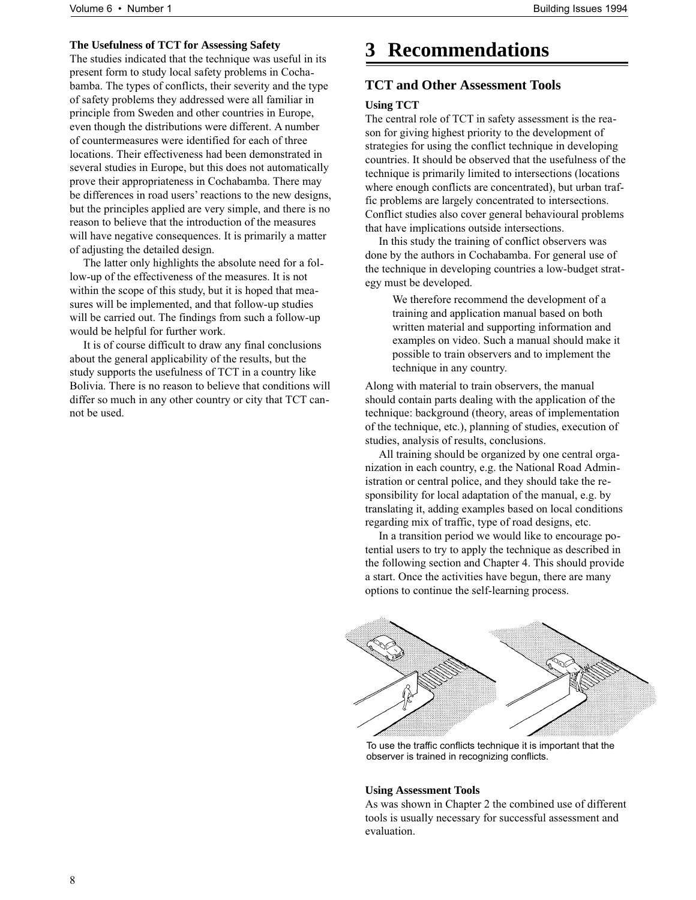**The Usefulness of TCT for Assessing Safety**

The studies indicated that the technique was useful in its present form to study local safety problems in Cochabamba. The types of conflicts, their severity and the type of safety problems they addressed were all familiar in principle from Sweden and other countries in Europe, even though the distributions were different. A number of countermeasures were identified for each of three locations. Their effectiveness had been demonstrated in several studies in Europe, but this does not automatically prove their appropriateness in Cochabamba. There may be differences in road users' reactions to the new designs, but the principles applied are very simple, and there is no reason to believe that the introduction of the measures will have negative consequences. It is primarily a matter of adjusting the detailed design.

The latter only highlights the absolute need for a follow-up of the effectiveness of the measures. It is not within the scope of this study, but it is hoped that measures will be implemented, and that follow-up studies will be carried out. The findings from such a follow-up would be helpful for further work.

It is of course difficult to draw any final conclusions about the general applicability of the results, but the study supports the usefulness of TCT in a country like Bolivia. There is no reason to believe that conditions will differ so much in any other country or city that TCT cannot be used.

# 3 Recommendations

## TCT and Other Assessment Tools

### Using TCT

The central role of TCT in safety assessment is the reason for giving highest priority to the development of strategies for using the conflict technique in developing countries. It should be observed that the usefulness of the technique is primarily limited to intersections (locations where enough conflicts are concentrated), but urban traffic problems are largely concentrated to intersections. Conflict studies also cover general behavioural problems that have implications outside intersections.

In this study the training of conflict observers was done by the authors in Cochabamba. For general use of the technique in developing countries a low-budget strategy must be developed.

> We therefore recommend the development of a training and application manual based on both written material and supporting information and examples on video. Such a manual should make it possible to train observers and to implement the technique in any country.

Along with material to train observers, the manual should contain parts dealing with the application of the technique: background (theory, areas of implementation of the technique, etc.), planning of studies, execution of studies, analysis of results, conclusions.

All training should be organized by one central organization in each country, e.g. the National Road Administration or central police, and they should take the responsibility for local adaptation of the manual, e.g. by translating it, adding examples based on local conditions regarding mix of traffic, type of road designs, etc.

In a transition period we would like to encourage potential users to try to apply the technique as described in the following section and Chapter 4. This should provide a start. Once the activities have begun, there are many options to continue the self-learning process.

To use the traffic conflicts technique it is important that the observer is trained in recognizing conflicts.

### Using Assessment Tools

As was shown in Chapter 2 the combined use of different tools is usually necessary for successful assessment and evaluation.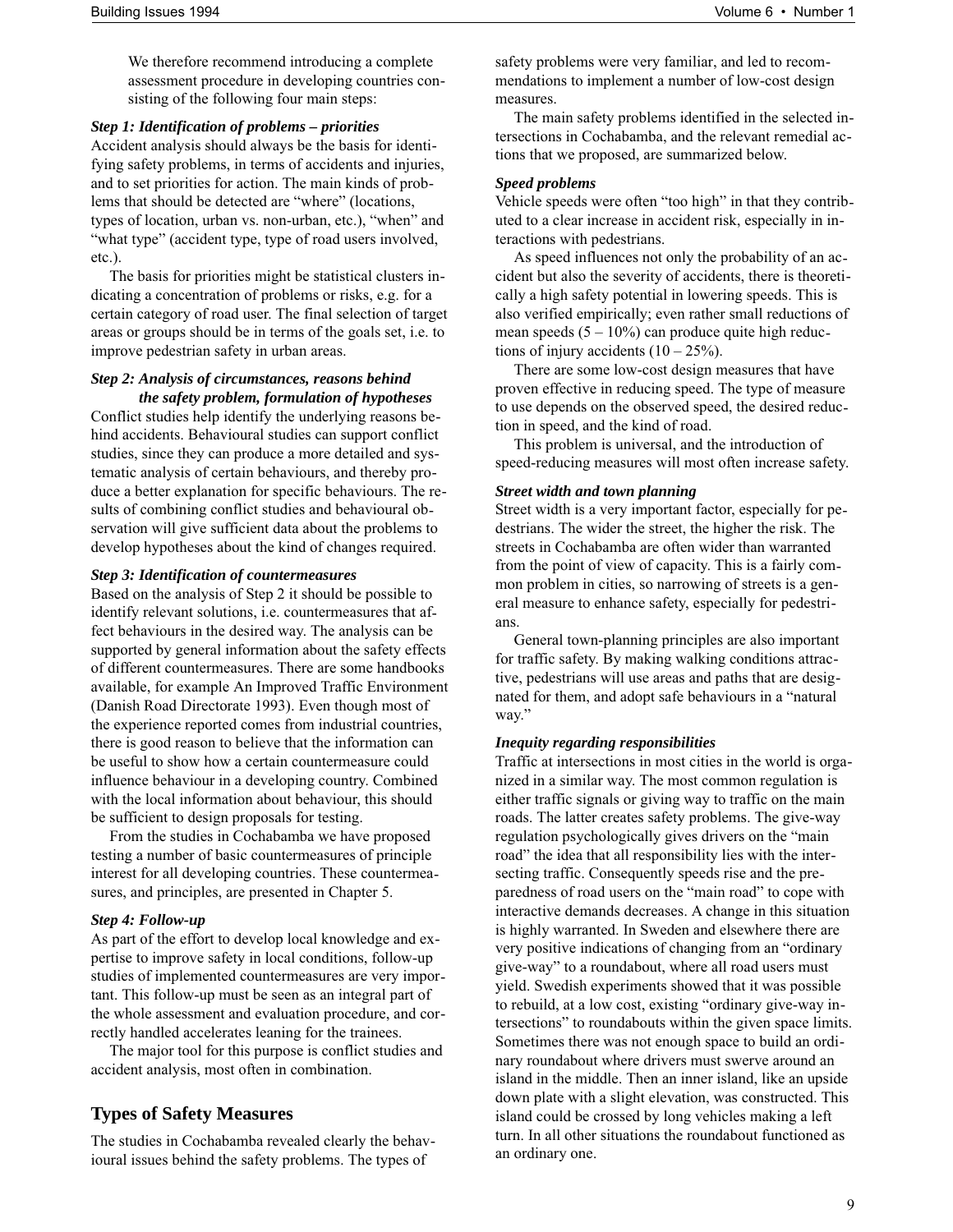We therefore recommend introducing a complete assessment procedure in developing countries consisting of the following four main steps:

***Step 1: Identification of problems – priorities***

Accident analysis should always be the basis for identifying safety problems, in terms of accidents and injuries, and to set priorities for action. The main kinds of problems that should be detected are "where" (locations, types of location, urban vs. non-urban, etc.), "when" and "what type" (accident type, type of road users involved, etc.).

The basis for priorities might be statistical clusters indicating a concentration of problems or risks, e.g. for a certain category of road user. The final selection of target areas or groups should be in terms of the goals set, i.e. to improve pedestrian safety in urban areas.

***Step 2: Analysis of circumstances, reasons behind the safety problem, formulation of hypotheses***

Conflict studies help identify the underlying reasons behind accidents. Behavioural studies can support conflict studies, since they can produce a more detailed and systematic analysis of certain behaviours, and thereby produce a better explanation for specific behaviours. The results of combining conflict studies and behavioural observation will give sufficient data about the problems to develop hypotheses about the kind of changes required.

***Step 3: Identification of countermeasures***

Based on the analysis of Step 2 it should be possible to identify relevant solutions, i.e. countermeasures that affect behaviours in the desired way. The analysis can be supported by general information about the safety effects of different countermeasures. There are some handbooks available, for example An Improved Traffic Environment (Danish Road Directorate 1993). Even though most of the experience reported comes from industrial countries, there is good reason to believe that the information can be useful to show how a certain countermeasure could influence behaviour in a developing country. Combined with the local information about behaviour, this should be sufficient to design proposals for testing.

From the studies in Cochabamba we have proposed testing a number of basic countermeasures of principle interest for all developing countries. These countermeasures, and principles, are presented in Chapter 5.

***Step 4: Follow-up***

As part of the effort to develop local knowledge and expertise to improve safety in local conditions, follow-up studies of implemented countermeasures are very important. This follow-up must be seen as an integral part of the whole assessment and evaluation procedure, and correctly handled accelerates leaning for the trainees.

The major tool for this purpose is conflict studies and accident analysis, most often in combination.

## Types of Safety Measures

The studies in Cochabamba revealed clearly the behavioural issues behind the safety problems. The types of safety problems were very familiar, and led to recommendations to implement a number of low-cost design measures.

The main safety problems identified in the selected intersections in Cochabamba, and the relevant remedial actions that we proposed, are summarized below.

***Speed problems***

Vehicle speeds were often "too high" in that they contributed to a clear increase in accident risk, especially in interactions with pedestrians.

As speed influences not only the probability of an accident but also the severity of accidents, there is theoretically a high safety potential in lowering speeds. This is also verified empirically; even rather small reductions of mean speeds (5 – 10%) can produce quite high reductions of injury accidents (10 – 25%).

There are some low-cost design measures that have proven effective in reducing speed. The type of measure to use depends on the observed speed, the desired reduction in speed, and the kind of road.

This problem is universal, and the introduction of speed-reducing measures will most often increase safety.

***Street width and town planning***

Street width is a very important factor, especially for pedestrians. The wider the street, the higher the risk. The streets in Cochabamba are often wider than warranted from the point of view of capacity. This is a fairly common problem in cities, so narrowing of streets is a general measure to enhance safety, especially for pedestrians.

General town-planning principles are also important for traffic safety. By making walking conditions attractive, pedestrians will use areas and paths that are designated for them, and adopt safe behaviours in a "natural way."

***Inequity regarding responsibilities***

Traffic at intersections in most cities in the world is organized in a similar way. The most common regulation is either traffic signals or giving way to traffic on the main roads. The latter creates safety problems. The give-way regulation psychologically gives drivers on the "main road" the idea that all responsibility lies with the intersecting traffic. Consequently speeds rise and the preparedness of road users on the "main road" to cope with interactive demands decreases. A change in this situation is highly warranted. In Sweden and elsewhere there are very positive indications of changing from an "ordinary give-way" to a roundabout, where all road users must yield. Swedish experiments showed that it was possible to rebuild, at a low cost, existing "ordinary give-way intersections" to roundabouts within the given space limits. Sometimes there was not enough space to build an ordinary roundabout where drivers must swerve around an island in the middle. Then an inner island, like an upside down plate with a slight elevation, was constructed. This island could be crossed by long vehicles making a left turn. In all other situations the roundabout functioned as an ordinary one.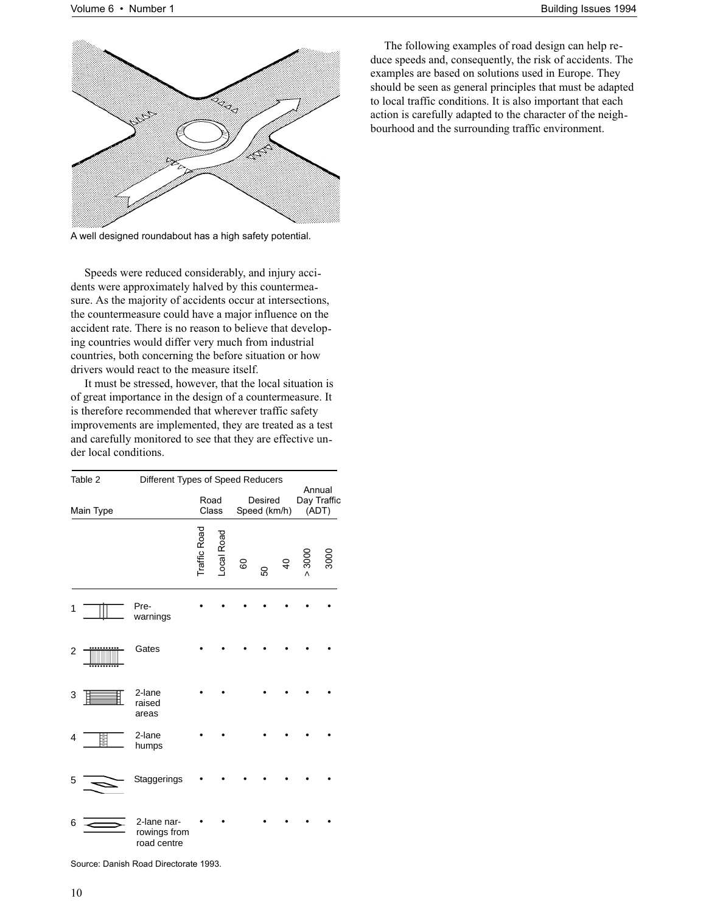A well designed roundabout has a high safety potential.

Speeds were reduced considerably, and injury accidents were approximately halved by this countermeasure. As the majority of accidents occur at intersections, the countermeasure could have a major influence on the accident rate. There is no reason to believe that developing countries would differ very much from industrial countries, both concerning the before situation or how drivers would react to the measure itself.

It must be stressed, however, that the local situation is of great importance in the design of a countermeasure. It is therefore recommended that wherever traffic safety improvements are implemented, they are treated as a test and carefully monitored to see that they are effective under local conditions.

Table 2 Different Types of Speed Reducers

| Main Type | | Road Class | | Desired Speed (km/h) | | | Annual Day Traffic (ADT) | |
|---|---|---|---|---|---|---|---|---|
| | | Traffic Road | Local Road | 60 | 50 | 40 | > 3000 | 3000 |
| 1 | Pre-warnings | • | • | • | • | • | • | • |
| 2 | Gates | • | • | • | • | • | • | • |
| 3 | 2-lane raised areas | • | • | | • | • | • | • |
| 4 | 2-lane humps | • | • | | • | • | • | • |
| 5 | Staggerings | • | • | • | • | • | • | • |
| 6 | 2-lane narrowings from road centre | • | • | | • | • | • | • |

Source: Danish Road Directorate 1993.

The following examples of road design can help reduce speeds and, consequently, the risk of accidents. The examples are based on solutions used in Europe. They should be seen as general principles that must be adapted to local traffic conditions. It is also important that each action is carefully adapted to the character of the neighbourhood and the surrounding traffic environment.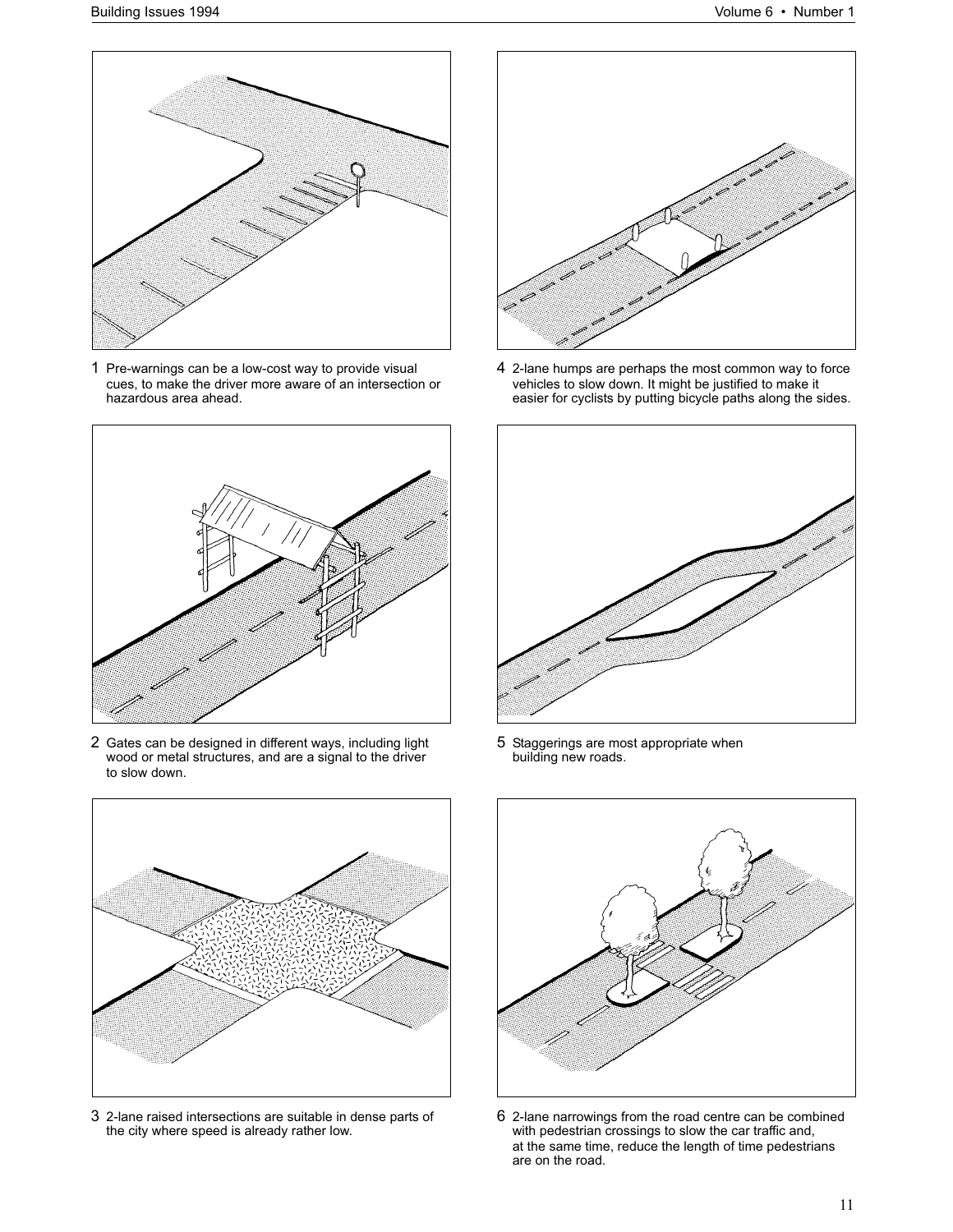1 Pre-warnings can be a low-cost way to provide visual cues, to make the driver more aware of an intersection or hazardous area ahead.

4 2-lane humps are perhaps the most common way to force vehicles to slow down. It might be justified to make it easier for cyclists by putting bicycle paths along the sides.

2 Gates can be designed in different ways, including light wood or metal structures, and are a signal to the driver to slow down.

5 Staggerings are most appropriate when building new roads.

3 2-lane raised intersections are suitable in dense parts of the city where speed is already rather low.

6 2-lane narrowings from the road centre can be combined with pedestrian crossings to slow the car traffic and, at the same time, reduce the length of time pedestrians are on the road.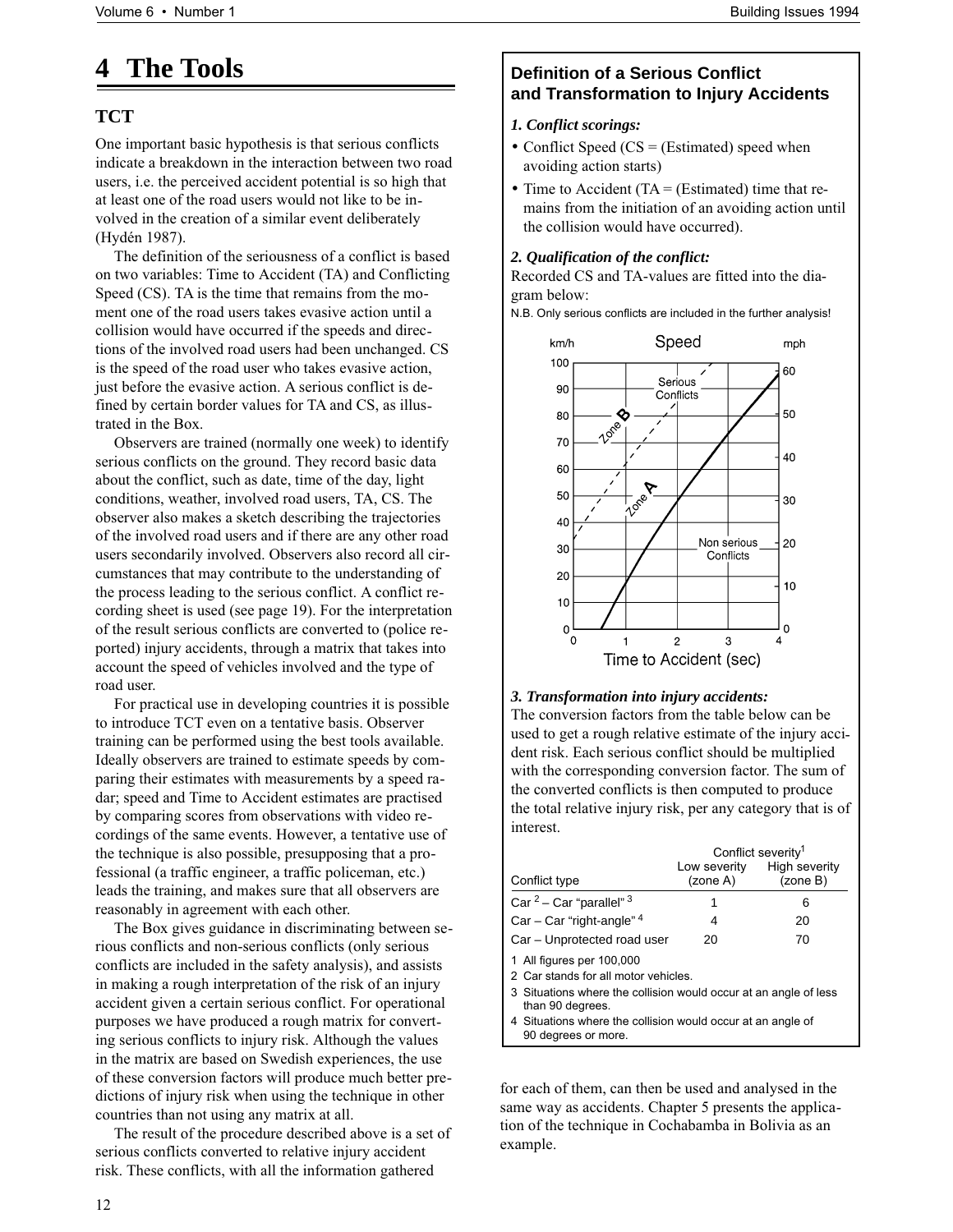# 4 The Tools

## TCT

One important basic hypothesis is that serious conflicts indicate a breakdown in the interaction between two road users, i.e. the perceived accident potential is so high that at least one of the road users would not like to be involved in the creation of a similar event deliberately (Hydén 1987).

The definition of the seriousness of a conflict is based on two variables: Time to Accident (TA) and Conflicting Speed (CS). TA is the time that remains from the moment one of the road users takes evasive action until a collision would have occurred if the speeds and directions of the involved road users had been unchanged. CS is the speed of the road user who takes evasive action, just before the evasive action. A serious conflict is defined by certain border values for TA and CS, as illustrated in the Box.

Observers are trained (normally one week) to identify serious conflicts on the ground. They record basic data about the conflict, such as date, time of the day, light conditions, weather, involved road users, TA, CS. The observer also makes a sketch describing the trajectories of the involved road users and if there are any other road users secondarily involved. Observers also record all circumstances that may contribute to the understanding of the process leading to the serious conflict. A conflict recording sheet is used (see page 19). For the interpretation of the result serious conflicts are converted to (police reported) injury accidents, through a matrix that takes into account the speed of vehicles involved and the type of road user.

For practical use in developing countries it is possible to introduce TCT even on a tentative basis. Observer training can be performed using the best tools available. Ideally observers are trained to estimate speeds by comparing their estimates with measurements by a speed radar; speed and Time to Accident estimates are practised by comparing scores from observations with video recordings of the same events. However, a tentative use of the technique is also possible, presupposing that a professional (a traffic engineer, a traffic policeman, etc.) leads the training, and makes sure that all observers are reasonably in agreement with each other.

The Box gives guidance in discriminating between serious conflicts and non-serious conflicts (only serious conflicts are included in the safety analysis), and assists in making a rough interpretation of the risk of an injury accident given a certain serious conflict. For operational purposes we have produced a rough matrix for converting serious conflicts to injury risk. Although the values in the matrix are based on Swedish experiences, the use of these conversion factors will produce much better predictions of injury risk when using the technique in other countries than not using any matrix at all.

The result of the procedure described above is a set of serious conflicts converted to relative injury accident risk. These conflicts, with all the information gathered for each of them, can then be used and analysed in the same way as accidents. Chapter 5 presents the application of the technique in Cochabamba in Bolivia as an example.

### Definition of a Serious Conflict and Transformation to Injury Accidents

***1. Conflict scorings:***

- Conflict Speed (CS = (Estimated) speed when avoiding action starts)
- Time to Accident (TA = (Estimated) time that remains from the initiation of an avoiding action until the collision would have occurred).

***2. Qualification of the conflict:***

Recorded CS and TA-values are fitted into the diagram below:

N.B. Only serious conflicts are included in the further analysis!

***3. Transformation into injury accidents:***

The conversion factors from the table below can be used to get a rough relative estimate of the injury accident risk. Each serious conflict should be multiplied with the corresponding conversion factor. The sum of the converted conflicts is then computed to produce the total relative injury risk, per any category that is of interest.

| Conflict type | Conflict severity[1] Low severity (zone A) | High severity (zone B) |
|---|---|---|
| Car [2] – Car "parallel" [3] | 1 | 6 |
| Car – Car "right-angle" [4] | 4 | 20 |
| Car – Unprotected road user | 20 | 70 |

1 All figures per 100,000
2 Car stands for all motor vehicles.
3 Situations where the collision would occur at an angle of less than 90 degrees.
4 Situations where the collision would occur at an angle of 90 degrees or more.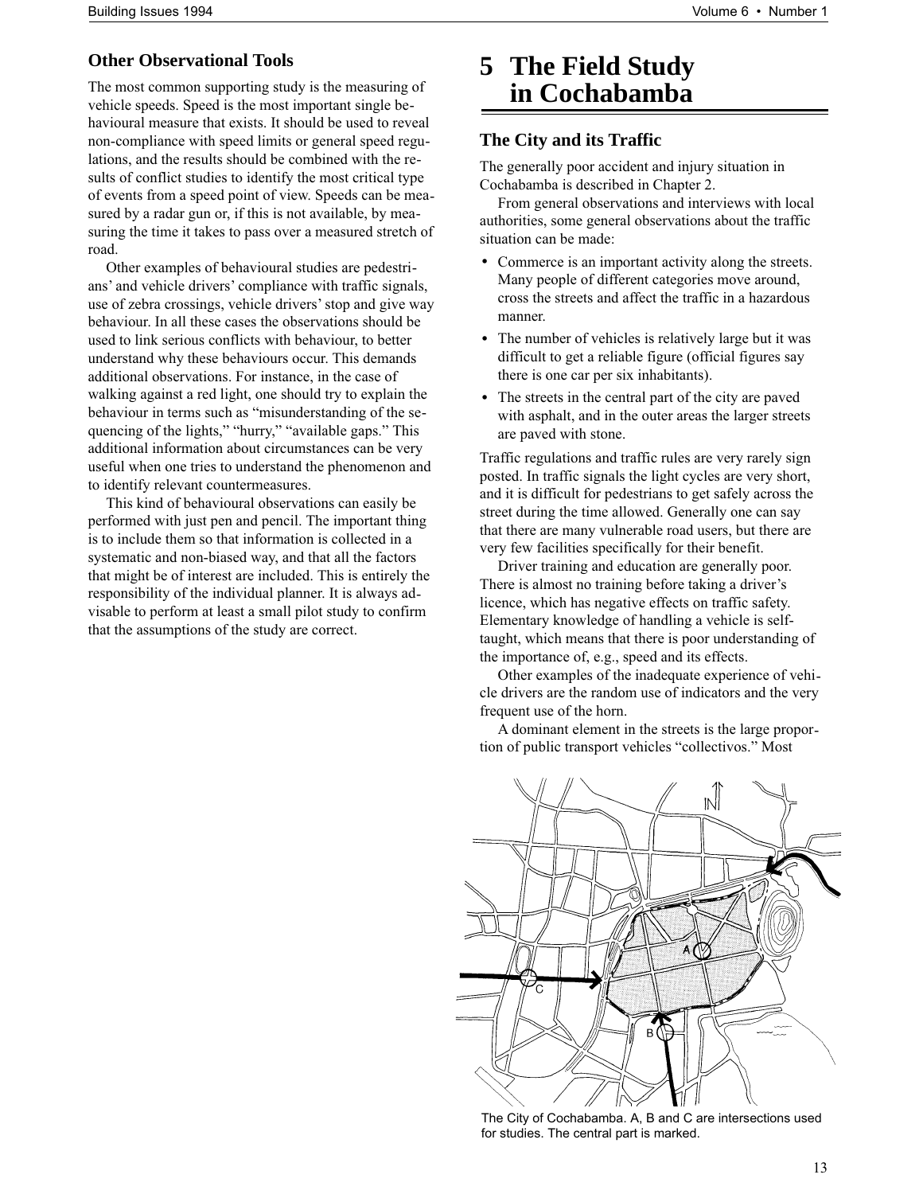### Other Observational Tools

The most common supporting study is the measuring of vehicle speeds. Speed is the most important single behavioural measure that exists. It should be used to reveal non-compliance with speed limits or general speed regulations, and the results should be combined with the results of conflict studies to identify the most critical type of events from a speed point of view. Speeds can be measured by a radar gun or, if this is not available, by measuring the time it takes to pass over a measured stretch of road.

Other examples of behavioural studies are pedestrians' and vehicle drivers' compliance with traffic signals, use of zebra crossings, vehicle drivers' stop and give way behaviour. In all these cases the observations should be used to link serious conflicts with behaviour, to better understand why these behaviours occur. This demands additional observations. For instance, in the case of walking against a red light, one should try to explain the behaviour in terms such as "misunderstanding of the sequencing of the lights," "hurry," "available gaps." This additional information about circumstances can be very useful when one tries to understand the phenomenon and to identify relevant countermeasures.

This kind of behavioural observations can easily be performed with just pen and pencil. The important thing is to include them so that information is collected in a systematic and non-biased way, and that all the factors that might be of interest are included. This is entirely the responsibility of the individual planner. It is always advisable to perform at least a small pilot study to confirm that the assumptions of the study are correct.

# 5 The Field Study in Cochabamba

### The City and its Traffic

The generally poor accident and injury situation in Cochabamba is described in Chapter 2.

From general observations and interviews with local authorities, some general observations about the traffic situation can be made:

- Commerce is an important activity along the streets. Many people of different categories move around, cross the streets and affect the traffic in a hazardous manner.
- The number of vehicles is relatively large but it was difficult to get a reliable figure (official figures say there is one car per six inhabitants).
- The streets in the central part of the city are paved with asphalt, and in the outer areas the larger streets are paved with stone.

Traffic regulations and traffic rules are very rarely sign posted. In traffic signals the light cycles are very short, and it is difficult for pedestrians to get safely across the street during the time allowed. Generally one can say that there are many vulnerable road users, but there are very few facilities specifically for their benefit.

Driver training and education are generally poor. There is almost no training before taking a driver's licence, which has negative effects on traffic safety. Elementary knowledge of handling a vehicle is self-taught, which means that there is poor understanding of the importance of, e.g., speed and its effects.

Other examples of the inadequate experience of vehicle drivers are the random use of indicators and the very frequent use of the horn.

A dominant element in the streets is the large proportion of public transport vehicles "collectivos." Most

The City of Cochabamba. A, B and C are intersections used for studies. The central part is marked.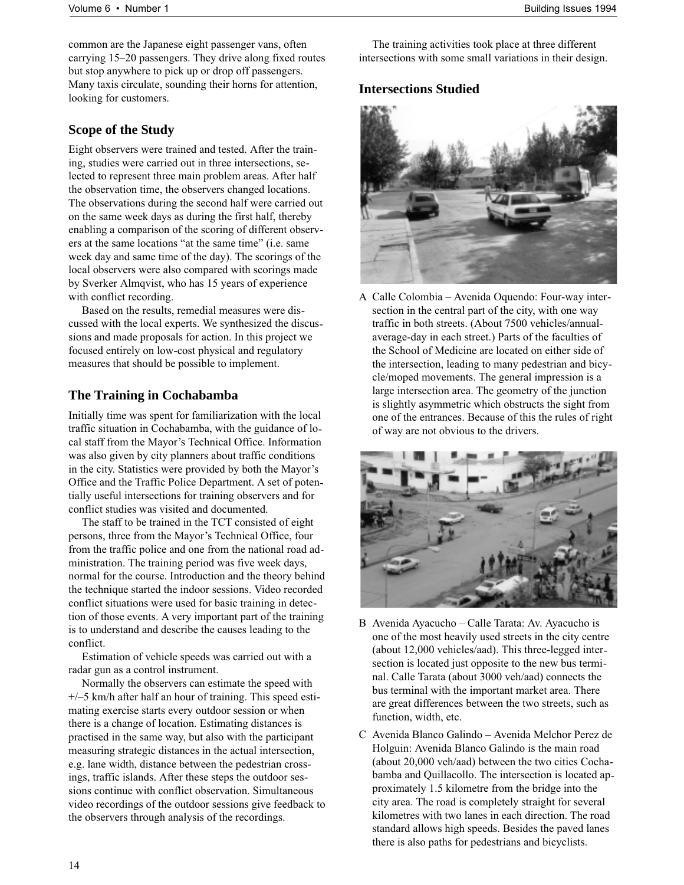common are the Japanese eight passenger vans, often carrying 15–20 passengers. They drive along fixed routes but stop anywhere to pick up or drop off passengers. Many taxis circulate, sounding their horns for attention, looking for customers.

## Scope of the Study

Eight observers were trained and tested. After the training, studies were carried out in three intersections, selected to represent three main problem areas. After half the observation time, the observers changed locations. The observations during the second half were carried out on the same week days as during the first half, thereby enabling a comparison of the scoring of different observers at the same locations "at the same time" (i.e. same week day and same time of the day). The scorings of the local observers were also compared with scorings made by Sverker Almqvist, who has 15 years of experience with conflict recording.

Based on the results, remedial measures were discussed with the local experts. We synthesized the discussions and made proposals for action. In this project we focused entirely on low-cost physical and regulatory measures that should be possible to implement.

## The Training in Cochabamba

Initially time was spent for familiarization with the local traffic situation in Cochabamba, with the guidance of local staff from the Mayor's Technical Office. Information was also given by city planners about traffic conditions in the city. Statistics were provided by both the Mayor's Office and the Traffic Police Department. A set of potentially useful intersections for training observers and for conflict studies was visited and documented.

The staff to be trained in the TCT consisted of eight persons, three from the Mayor's Technical Office, four from the traffic police and one from the national road administration. The training period was five week days, normal for the course. Introduction and the theory behind the technique started the indoor sessions. Video recorded conflict situations were used for basic training in detection of those events. A very important part of the training is to understand and describe the causes leading to the conflict.

Estimation of vehicle speeds was carried out with a radar gun as a control instrument.

Normally the observers can estimate the speed with +/–5 km/h after half an hour of training. This speed estimating exercise starts every outdoor session or when there is a change of location. Estimating distances is practised in the same way, but also with the participant measuring strategic distances in the actual intersection, e.g. lane width, distance between the pedestrian crossings, traffic islands. After these steps the outdoor sessions continue with conflict observation. Simultaneous video recordings of the outdoor sessions give feedback to the observers through analysis of the recordings.

The training activities took place at three different intersections with some small variations in their design.

## Intersections Studied

A Calle Colombia – Avenida Oquendo: Four-way intersection in the central part of the city, with one way traffic in both streets. (About 7500 vehicles/annual-average-day in each street.) Parts of the faculties of the School of Medicine are located on either side of the intersection, leading to many pedestrian and bicycle/moped movements. The general impression is a large intersection area. The geometry of the junction is slightly asymmetric which obstructs the sight from one of the entrances. Because of this the rules of right of way are not obvious to the drivers.

B Avenida Ayacucho – Calle Tarata: Av. Ayacucho is one of the most heavily used streets in the city centre (about 12,000 vehicles/aad). This three-legged intersection is located just opposite to the new bus terminal. Calle Tarata (about 3000 veh/aad) connects the bus terminal with the important market area. There are great differences between the two streets, such as function, width, etc.

C Avenida Blanco Galindo – Avenida Melchor Perez de Holguin: Avenida Blanco Galindo is the main road (about 20,000 veh/aad) between the two cities Cochabamba and Quillacollo. The intersection is located approximately 1.5 kilometre from the bridge into the city area. The road is completely straight for several kilometres with two lanes in each direction. The road standard allows high speeds. Besides the paved lanes there is also paths for pedestrians and bicyclists.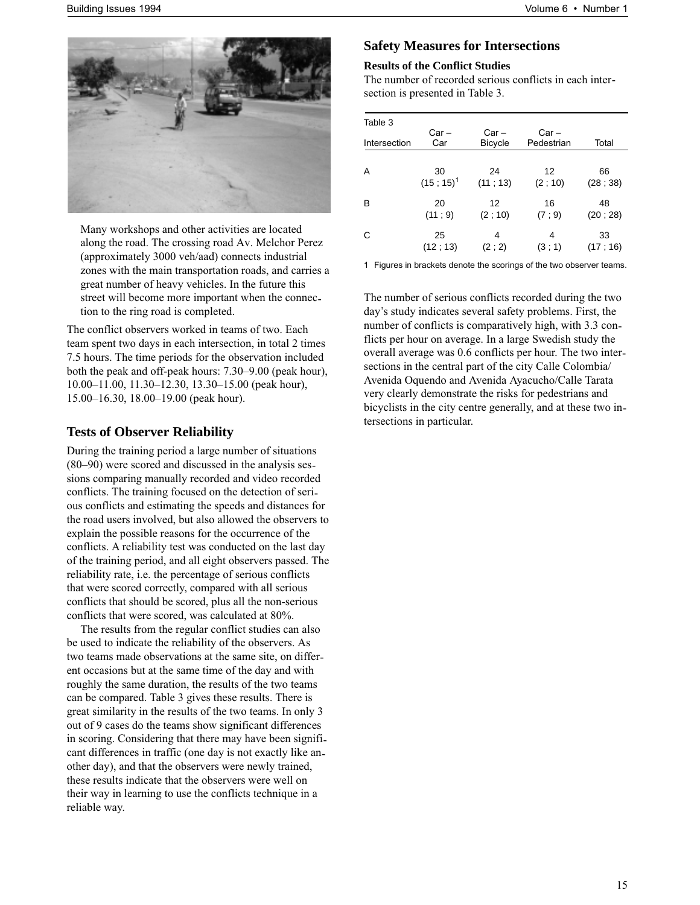Many workshops and other activities are located along the road. The crossing road Av. Melchor Perez (approximately 3000 veh/aad) connects industrial zones with the main transportation roads, and carries a great number of heavy vehicles. In the future this street will become more important when the connection to the ring road is completed.

The conflict observers worked in teams of two. Each team spent two days in each intersection, in total 2 times 7.5 hours. The time periods for the observation included both the peak and off-peak hours: 7.30–9.00 (peak hour), 10.00–11.00, 11.30–12.30, 13.30–15.00 (peak hour), 15.00–16.30, 18.00–19.00 (peak hour).

## Tests of Observer Reliability

During the training period a large number of situations (80–90) were scored and discussed in the analysis sessions comparing manually recorded and video recorded conflicts. The training focused on the detection of serious conflicts and estimating the speeds and distances for the road users involved, but also allowed the observers to explain the possible reasons for the occurrence of the conflicts. A reliability test was conducted on the last day of the training period, and all eight observers passed. The reliability rate, i.e. the percentage of serious conflicts that were scored correctly, compared with all serious conflicts that should be scored, plus all the non-serious conflicts that were scored, was calculated at 80%.

The results from the regular conflict studies can also be used to indicate the reliability of the observers. As two teams made observations at the same site, on different occasions but at the same time of the day and with roughly the same duration, the results of the two teams can be compared. Table 3 gives these results. There is great similarity in the results of the two teams. In only 3 out of 9 cases do the teams show significant differences in scoring. Considering that there may have been significant differences in traffic (one day is not exactly like another day), and that the observers were newly trained, these results indicate that the observers were well on their way in learning to use the conflicts technique in a reliable way.

## Safety Measures for Intersections

### Results of the Conflict Studies

The number of recorded serious conflicts in each intersection is presented in Table 3.

Table 3

| Intersection | Car – Car | Car – Bicycle | Car – Pedestrian | Total |
|---|---|---|---|---|
| A | 30<br>(15 ; 15)[1] | 24<br>(11 ; 13) | 12<br>(2 ; 10) | 66<br>(28 ; 38) |
| B | 20<br>(11 ; 9) | 12<br>(2 ; 10) | 16<br>(7 ; 9) | 48<br>(20 ; 28) |
| C | 25<br>(12 ; 13) | 4<br>(2 ; 2) | 4<br>(3 ; 1) | 33<br>(17 ; 16) |

1 Figures in brackets denote the scorings of the two observer teams.

The number of serious conflicts recorded during the two day's study indicates several safety problems. First, the number of conflicts is comparatively high, with 3.3 conflicts per hour on average. In a large Swedish study the overall average was 0.6 conflicts per hour. The two intersections in the central part of the city Calle Colombia/ Avenida Oquendo and Avenida Ayacucho/Calle Tarata very clearly demonstrate the risks for pedestrians and bicyclists in the city centre generally, and at these two intersections in particular.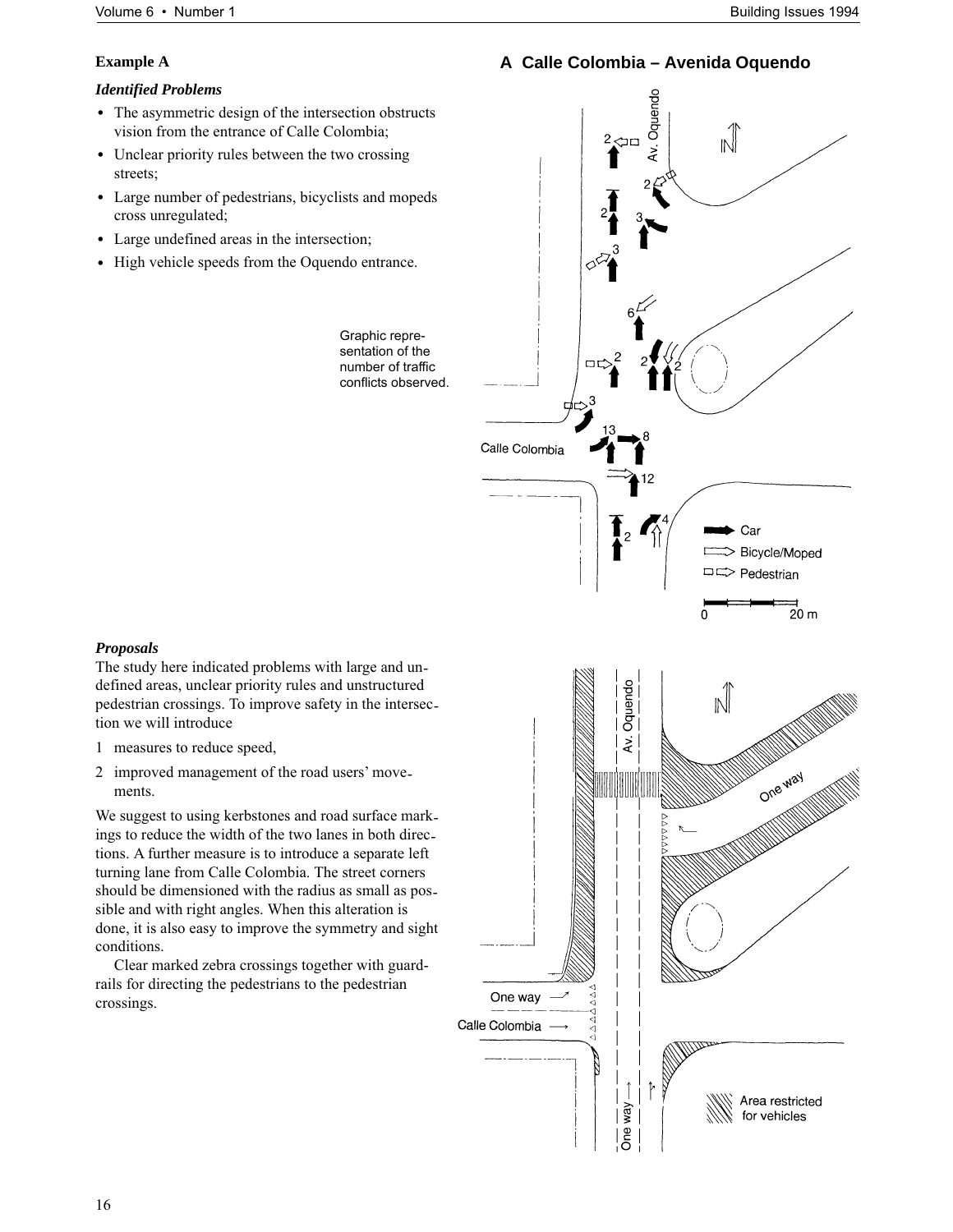### Example A

#### *Identified Problems*

- The asymmetric design of the intersection obstructs vision from the entrance of Calle Colombia;
- Unclear priority rules between the two crossing streets;
- Large number of pedestrians, bicyclists and mopeds cross unregulated;
- Large undefined areas in the intersection;
- High vehicle speeds from the Oquendo entrance.

## A Calle Colombia – Avenida Oquendo

Graphic representation of the number of traffic conflicts observed.

#### *Proposals*

The study here indicated problems with large and undefined areas, unclear priority rules and unstructured pedestrian crossings. To improve safety in the intersection we will introduce

1. measures to reduce speed,
2. improved management of the road users' movements.

We suggest to using kerbstones and road surface markings to reduce the width of the two lanes in both directions. A further measure is to introduce a separate left turning lane from Calle Colombia. The street corners should be dimensioned with the radius as small as possible and with right angles. When this alteration is done, it is also easy to improve the symmetry and sight conditions.

Clear marked zebra crossings together with guardrails for directing the pedestrians to the pedestrian crossings.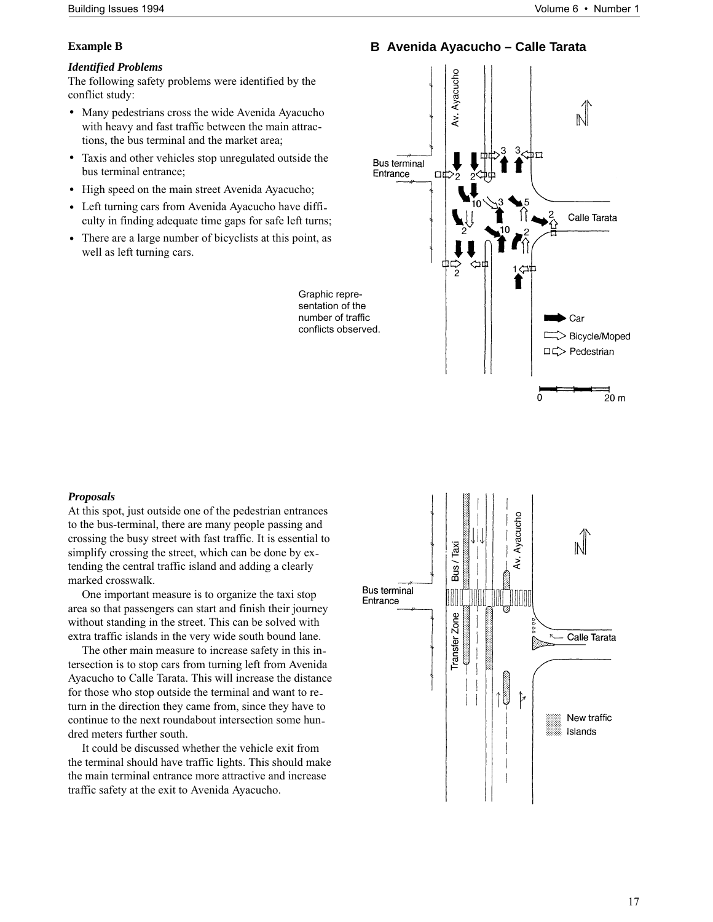### Example B

#### *Identified Problems*

The following safety problems were identified by the conflict study:

- Many pedestrians cross the wide Avenida Ayacucho with heavy and fast traffic between the main attractions, the bus terminal and the market area;
- Taxis and other vehicles stop unregulated outside the bus terminal entrance;
- High speed on the main street Avenida Ayacucho;
- Left turning cars from Avenida Ayacucho have difficulty in finding adequate time gaps for safe left turns;
- There are a large number of bicyclists at this point, as well as left turning cars.

## B Avenida Ayacucho – Calle Tarata

Graphic representation of the number of traffic conflicts observed.

#### *Proposals*

At this spot, just outside one of the pedestrian entrances to the bus-terminal, there are many people passing and crossing the busy street with fast traffic. It is essential to simplify crossing the street, which can be done by extending the central traffic island and adding a clearly marked crosswalk.

One important measure is to organize the taxi stop area so that passengers can start and finish their journey without standing in the street. This can be solved with extra traffic islands in the very wide south bound lane.

The other main measure to increase safety in this intersection is to stop cars from turning left from Avenida Ayacucho to Calle Tarata. This will increase the distance for those who stop outside the terminal and want to return in the direction they came from, since they have to continue to the next roundabout intersection some hundred meters further south.

It could be discussed whether the vehicle exit from the terminal should have traffic lights. This should make the main terminal entrance more attractive and increase traffic safety at the exit to Avenida Ayacucho.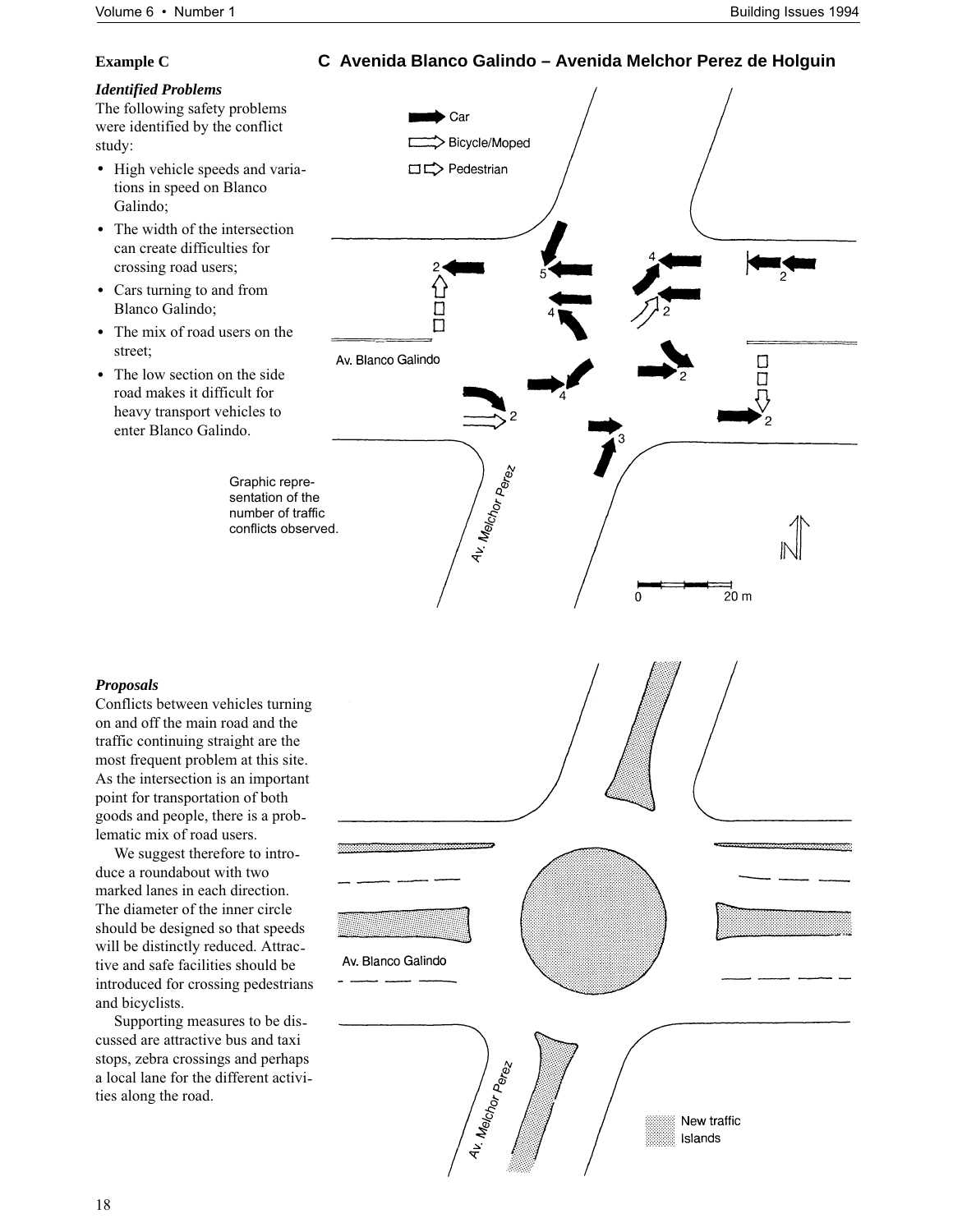## Example C

### C Avenida Blanco Galindo – Avenida Melchor Perez de Holguin

***Identified Problems***

The following safety problems were identified by the conflict study:

- High vehicle speeds and variations in speed on Blanco Galindo;
- The width of the intersection can create difficulties for crossing road users;
- Cars turning to and from Blanco Galindo;
- The mix of road users on the street;
- The low section on the side road makes it difficult for heavy transport vehicles to enter Blanco Galindo.

Graphic representation of the number of traffic conflicts observed.

***Proposals***

Conflicts between vehicles turning on and off the main road and the traffic continuing straight are the most frequent problem at this site. As the intersection is an important point for transportation of both goods and people, there is a problematic mix of road users.

We suggest therefore to introduce a roundabout with two marked lanes in each direction. The diameter of the inner circle should be designed so that speeds will be distinctly reduced. Attractive and safe facilities should be introduced for crossing pedestrians and bicyclists.

Supporting measures to be discussed are attractive bus and taxi stops, zebra crossings and perhaps a local lane for the different activities along the road.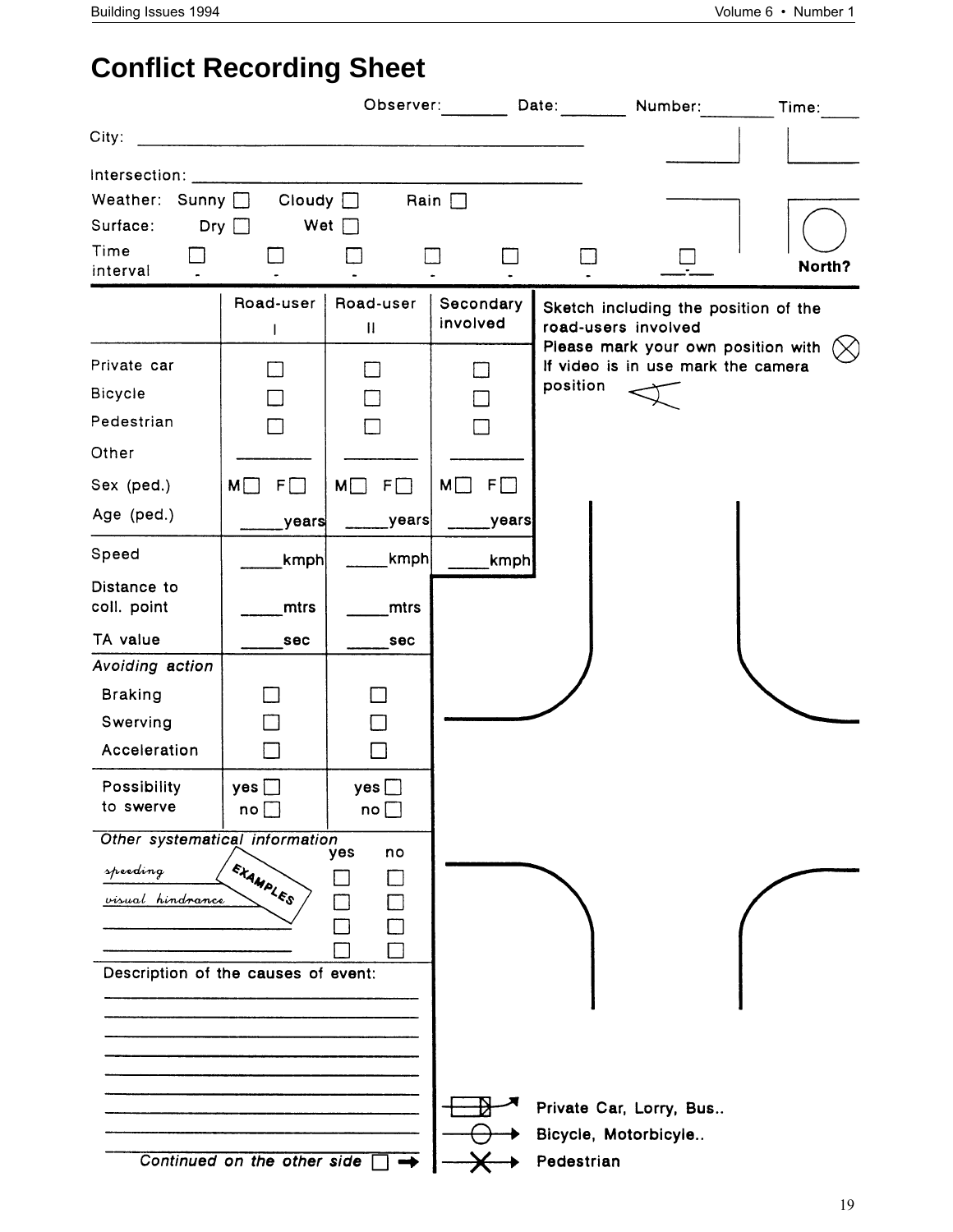# Conflict Recording Sheet

Observer: _______ Date: _______ Number: ________ Time: ____

City: ________________________________________

Intersection: ________________________________________

Weather: Sunny ☐ Cloudy ☐ Rain ☐

Surface: Dry ☐ Wet ☐

Time interval ☐ - ☐ - ☐ - ☐ - ☐ - ☐ - ☐ -

North?

| | Road-user I | Road-user II | Secondary involved |
|---|---|---|---|
| Private car | ☐ | ☐ | ☐ |
| Bicycle | ☐ | ☐ | ☐ |
| Pedestrian | ☐ | ☐ | ☐ |
| Other | ________ | ________ | ________ |
| Sex (ped.) | M☐ F☐ | M☐ F☐ | M☐ F☐ |
| Age (ped.) | _____years | _____years | _____years |
| Speed | _____kmph | _____kmph | _____kmph |
| Distance to coll. point | _____mtrs | _____mtrs | |
| TA value | _____sec | _____sec | |
| *Avoiding action* | | | |
| Braking | ☐ | ☐ | |
| Swerving | ☐ | ☐ | |
| Acceleration | ☐ | ☐ | |
| Possibility to swerve | yes ☐ no ☐ | yes ☐ no ☐ | |

Sketch including the position of the road-users involved
Please mark your own position with ⊗
If video is in use mark the camera position

*Other systematical information*

| | yes | no |
|---|---|---|
| *speeding* | ☐ | ☐ |
| *visual hindrance* | ☐ | ☐ |
| ________________ | ☐ | ☐ |
| ________________ | ☐ | ☐ |

EXAMPLES

Description of the causes of event:

________________________________________

________________________________________

________________________________________

________________________________________

________________________________________

________________________________________

________________________________________

________________________________________

*Continued on the other side* ☐ ➡

Private Car, Lorry, Bus..

Bicycle, Motorbicycle..

Pedestrian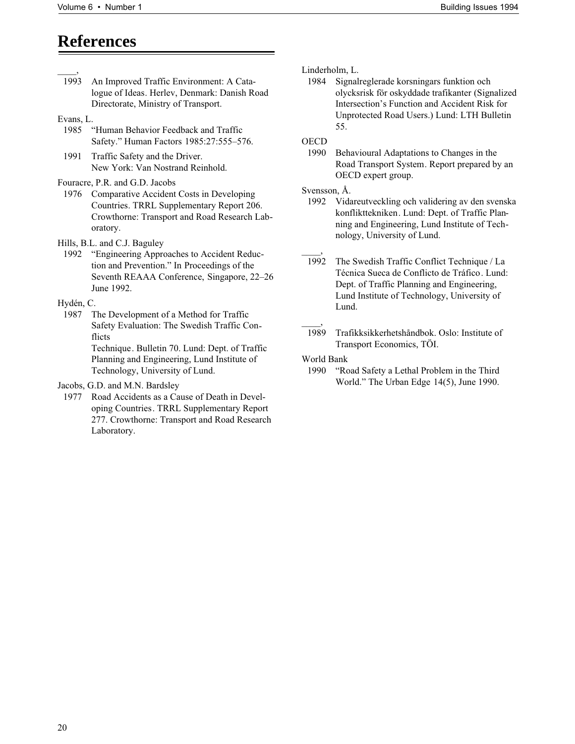# References

____,
1993 An Improved Traffic Environment: A Catalogue of Ideas. Herlev, Denmark: Danish Road Directorate, Ministry of Transport.

Evans, L.
1985 "Human Behavior Feedback and Traffic Safety." Human Factors 1985:27:555–576.

1991 Traffic Safety and the Driver. New York: Van Nostrand Reinhold.

Fouracre, P.R. and G.D. Jacobs
1976 Comparative Accident Costs in Developing Countries. TRRL Supplementary Report 206. Crowthorne: Transport and Road Research Laboratory.

Hills, B.L. and C.J. Baguley
1992 "Engineering Approaches to Accident Reduction and Prevention." In Proceedings of the Seventh REAAA Conference, Singapore, 22–26 June 1992.

Hydén, C.
1987 The Development of a Method for Traffic Safety Evaluation: The Swedish Traffic Conflicts Technique. Bulletin 70. Lund: Dept. of Traffic Planning and Engineering, Lund Institute of Technology, University of Lund.

Jacobs, G.D. and M.N. Bardsley
1977 Road Accidents as a Cause of Death in Developing Countries. TRRL Supplementary Report 277. Crowthorne: Transport and Road Research Laboratory.

Linderholm, L.
1984 Signalreglerade korsningars funktion och olycksrisk för oskyddade trafikanter (Signalized Intersection's Function and Accident Risk for Unprotected Road Users.) Lund: LTH Bulletin 55.

OECD
1990 Behavioural Adaptations to Changes in the Road Transport System. Report prepared by an OECD expert group.

Svensson, Å.
1992 Vidareutveckling och validering av den svenska konflikttekniken. Lund: Dept. of Traffic Planning and Engineering, Lund Institute of Technology, University of Lund.

____,
1992 The Swedish Traffic Conflict Technique / La Técnica Sueca de Conflicto de Tráfico. Lund: Dept. of Traffic Planning and Engineering, Lund Institute of Technology, University of Lund.

____,
1989 Trafikksikkerhetshåndbok. Oslo: Institute of Transport Economics, TÖI.

World Bank
1990 "Road Safety a Lethal Problem in the Third World." The Urban Edge 14(5), June 1990.